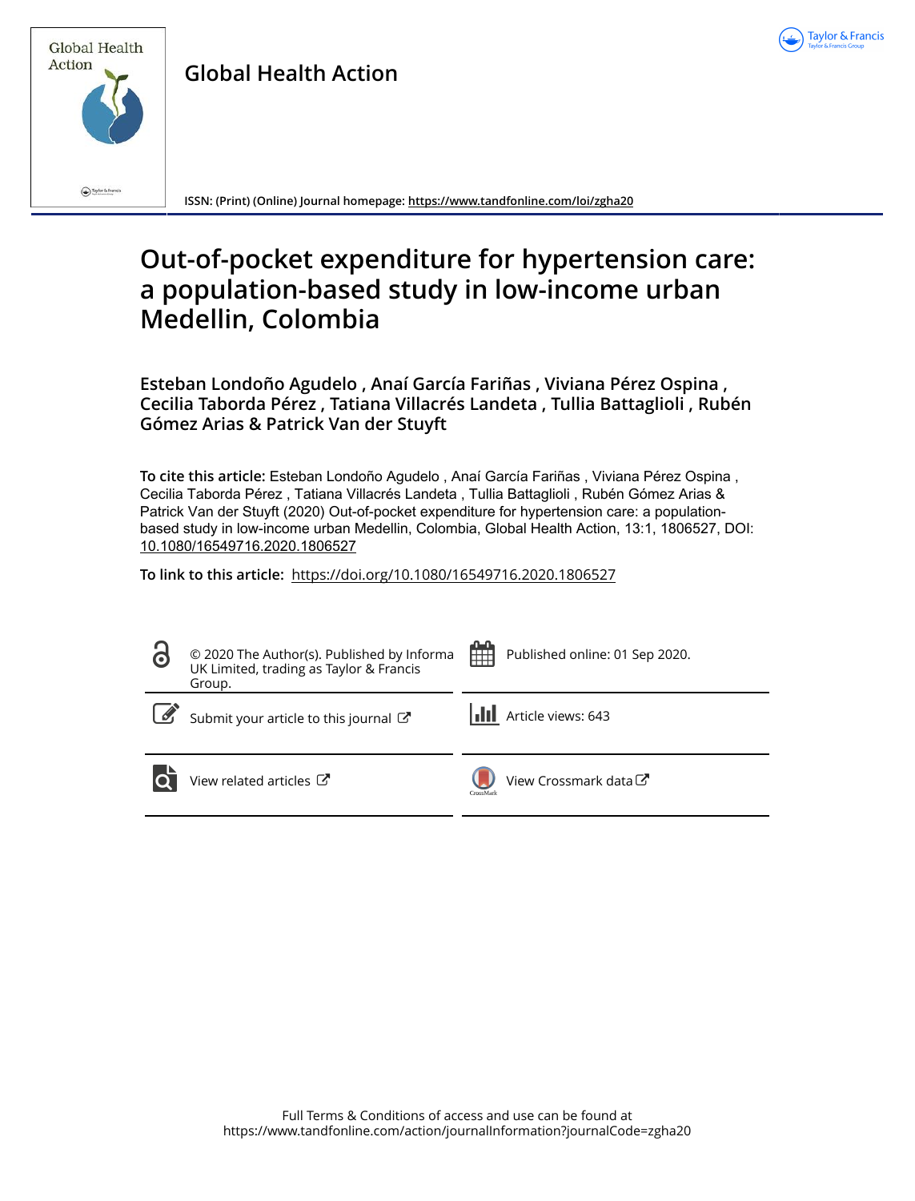Global Health Action

ISSN: (Print) (Online) Journal homepage: https://www.tandfonline.com/loi/zgha20

# Out-of-pocket expenditure for hypertension care: a population-based study in low-income urban Medellin, Colombia

**Esteban Londoño Agudelo , Anaí García Fariñas , Viviana Pérez Ospina , Cecilia Taborda Pérez , Tatiana Villacrés Landeta , Tullia Battaglioli , Rubén Gómez Arias & Patrick Van der Stuyft**

**To cite this article:** Esteban Londoño Agudelo , Anaí García Fariñas , Viviana Pérez Ospina , Cecilia Taborda Pérez , Tatiana Villacrés Landeta , Tullia Battaglioli , Rubén Gómez Arias & Patrick Van der Stuyft (2020) Out-of-pocket expenditure for hypertension care: a population-based study in low-income urban Medellin, Colombia, Global Health Action, 13:1, 1806527, DOI: 10.1080/16549716.2020.1806527

**To link to this article:** https://doi.org/10.1080/16549716.2020.1806527

© 2020 The Author(s). Published by Informa UK Limited, trading as Taylor & Francis Group.

Published online: 01 Sep 2020.

Submit your article to this journal

Article views: 643

View related articles

View Crossmark data

Full Terms & Conditions of access and use can be found at
https://www.tandfonline.com/action/journalInformation?journalCode=zgha20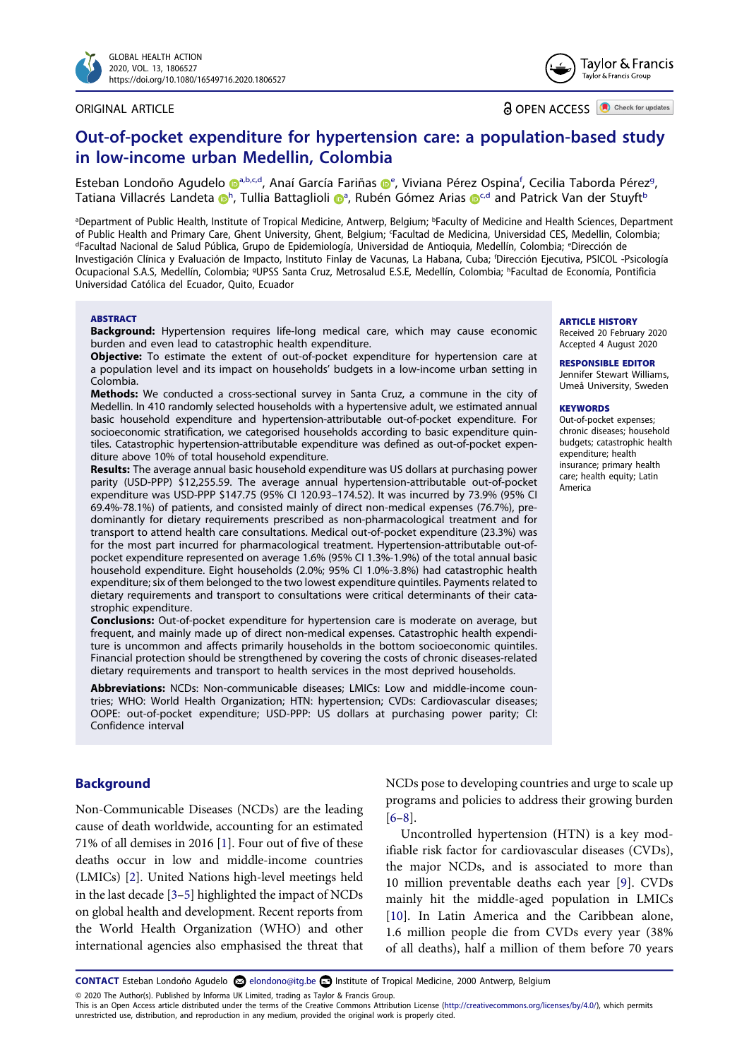ORIGINAL ARTICLE

OPEN ACCESS

# Out-of-pocket expenditure for hypertension care: a population-based study in low-income urban Medellin, Colombia

Esteban Londoño Agudelo[a,b,c,d], Anaí García Fariñas[e], Viviana Pérez Ospina[f], Cecilia Taborda Pérez[g], Tatiana Villacrés Landeta[h], Tullia Battaglioli[a], Rubén Gómez Arias[c,d] and Patrick Van der Stuyft[b]

[a]Department of Public Health, Institute of Tropical Medicine, Antwerp, Belgium; [b]Faculty of Medicine and Health Sciences, Department of Public Health and Primary Care, Ghent University, Ghent, Belgium; [c]Facultad de Medicina, Universidad CES, Medellin, Colombia; [d]Facultad Nacional de Salud Pública, Grupo de Epidemiología, Universidad de Antioquia, Medellín, Colombia; [e]Dirección de Investigación Clínica y Evaluación de Impacto, Instituto Finlay de Vacunas, La Habana, Cuba; [f]Dirección Ejecutiva, PSICOL -Psicología Ocupacional S.A.S, Medellín, Colombia; [g]UPSS Santa Cruz, Metrosalud E.S.E, Medellín, Colombia; [h]Facultad de Economía, Pontificia Universidad Católica del Ecuador, Quito, Ecuador

**ABSTRACT**

**Background:** Hypertension requires life-long medical care, which may cause economic burden and even lead to catastrophic health expenditure.

**Objective:** To estimate the extent of out-of-pocket expenditure for hypertension care at a population level and its impact on households' budgets in a low-income urban setting in Colombia.

**Methods:** We conducted a cross-sectional survey in Santa Cruz, a commune in the city of Medellin. In 410 randomly selected households with a hypertensive adult, we estimated annual basic household expenditure and hypertension-attributable out-of-pocket expenditure. For socioeconomic stratification, we categorised households according to basic expenditure quintiles. Catastrophic hypertension-attributable expenditure was defined as out-of-pocket expenditure above 10% of total household expenditure.

**Results:** The average annual basic household expenditure was US dollars at purchasing power parity (USD-PPP) $12,255.59. The average annual hypertension-attributable out-of-pocket expenditure was USD-PPP $147.75 (95% CI 120.93–174.52). It was incurred by 73.9% (95% CI 69.4%-78.1%) of patients, and consisted mainly of direct non-medical expenses (76.7%), predominantly for dietary requirements prescribed as non-pharmacological treatment and for transport to attend health care consultations. Medical out-of-pocket expenditure (23.3%) was for the most part incurred for pharmacological treatment. Hypertension-attributable out-of-pocket expenditure represented on average 1.6% (95% CI 1.3%-1.9%) of the total annual basic household expenditure. Eight households (2.0%; 95% CI 1.0%-3.8%) had catastrophic health expenditure; six of them belonged to the two lowest expenditure quintiles. Payments related to dietary requirements and transport to consultations were critical determinants of their catastrophic expenditure.

**Conclusions:** Out-of-pocket expenditure for hypertension care is moderate on average, but frequent, and mainly made up of direct non-medical expenses. Catastrophic health expenditure is uncommon and affects primarily households in the bottom socioeconomic quintiles. Financial protection should be strengthened by covering the costs of chronic diseases-related dietary requirements and transport to health services in the most deprived households.

**Abbreviations:** NCDs: Non-communicable diseases; LMICs: Low and middle-income countries; WHO: World Health Organization; HTN: hypertension; CVDs: Cardiovascular diseases; OOPE: out-of-pocket expenditure; USD-PPP: US dollars at purchasing power parity; CI: Confidence interval

**ARTICLE HISTORY**
Received 20 February 2020
Accepted 4 August 2020

**RESPONSIBLE EDITOR**
Jennifer Stewart Williams, Umeå University, Sweden

**KEYWORDS**
Out-of-pocket expenses; chronic diseases; household budgets; catastrophic health expenditure; health insurance; primary health care; health equity; Latin America

## Background

Non-Communicable Diseases (NCDs) are the leading cause of death worldwide, accounting for an estimated 71% of all demises in 2016 [1]. Four out of five of these deaths occur in low and middle-income countries (LMICs) [2]. United Nations high-level meetings held in the last decade [3–5] highlighted the impact of NCDs on global health and development. Recent reports from the World Health Organization (WHO) and other international agencies also emphasised the threat that NCDs pose to developing countries and urge to scale up programs and policies to address their growing burden [6–8].

Uncontrolled hypertension (HTN) is a key modifiable risk factor for cardiovascular diseases (CVDs), the major NCDs, and is associated to more than 10 million preventable deaths each year [9]. CVDs mainly hit the middle-aged population in LMICs [10]. In Latin America and the Caribbean alone, 1.6 million people die from CVDs every year (38% of all deaths), half a million of them before 70 years

**CONTACT** Esteban Londoño Agudelo elondono@itg.be Institute of Tropical Medicine, 2000 Antwerp, Belgium

© 2020 The Author(s). Published by Informa UK Limited, trading as Taylor & Francis Group.
This is an Open Access article distributed under the terms of the Creative Commons Attribution License (http://creativecommons.org/licenses/by/4.0/), which permits unrestricted use, distribution, and reproduction in any medium, provided the original work is properly cited.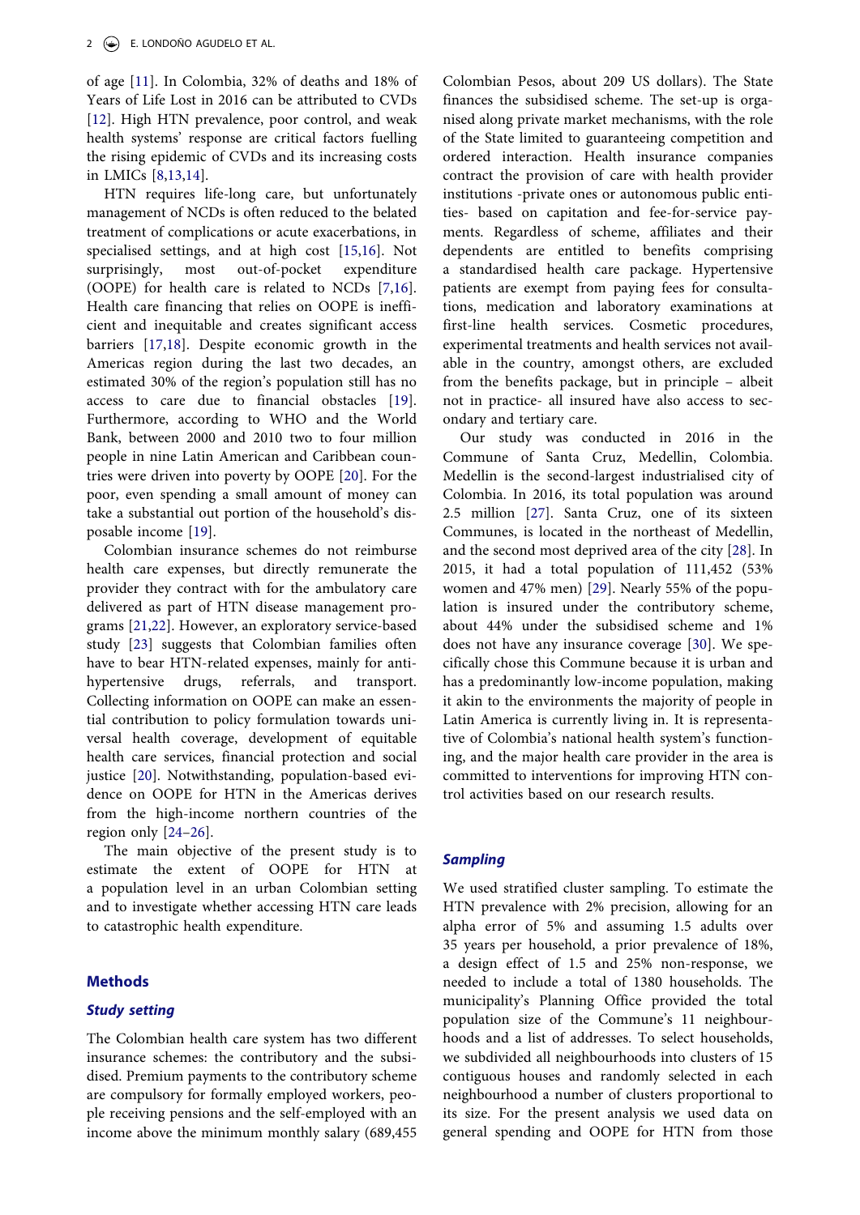of age [11]. In Colombia, 32% of deaths and 18% of Years of Life Lost in 2016 can be attributed to CVDs [12]. High HTN prevalence, poor control, and weak health systems' response are critical factors fuelling the rising epidemic of CVDs and its increasing costs in LMICs [8,13,14].

HTN requires life-long care, but unfortunately management of NCDs is often reduced to the belated treatment of complications or acute exacerbations, in specialised settings, and at high cost [15,16]. Not surprisingly, most out-of-pocket expenditure (OOPE) for health care is related to NCDs [7,16]. Health care financing that relies on OOPE is inefficient and inequitable and creates significant access barriers [17,18]. Despite economic growth in the Americas region during the last two decades, an estimated 30% of the region's population still has no access to care due to financial obstacles [19]. Furthermore, according to WHO and the World Bank, between 2000 and 2010 two to four million people in nine Latin American and Caribbean countries were driven into poverty by OOPE [20]. For the poor, even spending a small amount of money can take a substantial out portion of the household's disposable income [19].

Colombian insurance schemes do not reimburse health care expenses, but directly remunerate the provider they contract with for the ambulatory care delivered as part of HTN disease management programs [21,22]. However, an exploratory service-based study [23] suggests that Colombian families often have to bear HTN-related expenses, mainly for antihypertensive drugs, referrals, and transport. Collecting information on OOPE can make an essential contribution to policy formulation towards universal health coverage, development of equitable health care services, financial protection and social justice [20]. Notwithstanding, population-based evidence on OOPE for HTN in the Americas derives from the high-income northern countries of the region only [24–26].

The main objective of the present study is to estimate the extent of OOPE for HTN at a population level in an urban Colombian setting and to investigate whether accessing HTN care leads to catastrophic health expenditure.

## Methods

### Study setting

The Colombian health care system has two different insurance schemes: the contributory and the subsidised. Premium payments to the contributory scheme are compulsory for formally employed workers, people receiving pensions and the self-employed with an income above the minimum monthly salary (689,455 Colombian Pesos, about 209 US dollars). The State finances the subsidised scheme. The set-up is organised along private market mechanisms, with the role of the State limited to guaranteeing competition and ordered interaction. Health insurance companies contract the provision of care with health provider institutions -private ones or autonomous public entities- based on capitation and fee-for-service payments. Regardless of scheme, affiliates and their dependents are entitled to benefits comprising a standardised health care package. Hypertensive patients are exempt from paying fees for consultations, medication and laboratory examinations at first-line health services. Cosmetic procedures, experimental treatments and health services not available in the country, amongst others, are excluded from the benefits package, but in principle – albeit not in practice- all insured have also access to secondary and tertiary care.

Our study was conducted in 2016 in the Commune of Santa Cruz, Medellin, Colombia. Medellin is the second-largest industrialised city of Colombia. In 2016, its total population was around 2.5 million [27]. Santa Cruz, one of its sixteen Communes, is located in the northeast of Medellin, and the second most deprived area of the city [28]. In 2015, it had a total population of 111,452 (53% women and 47% men) [29]. Nearly 55% of the population is insured under the contributory scheme, about 44% under the subsidised scheme and 1% does not have any insurance coverage [30]. We specifically chose this Commune because it is urban and has a predominantly low-income population, making it akin to the environments the majority of people in Latin America is currently living in. It is representative of Colombia's national health system's functioning, and the major health care provider in the area is committed to interventions for improving HTN control activities based on our research results.

### Sampling

We used stratified cluster sampling. To estimate the HTN prevalence with 2% precision, allowing for an alpha error of 5% and assuming 1.5 adults over 35 years per household, a prior prevalence of 18%, a design effect of 1.5 and 25% non-response, we needed to include a total of 1380 households. The municipality's Planning Office provided the total population size of the Commune's 11 neighbourhoods and a list of addresses. To select households, we subdivided all neighbourhoods into clusters of 15 contiguous houses and randomly selected in each neighbourhood a number of clusters proportional to its size. For the present analysis we used data on general spending and OOPE for HTN from those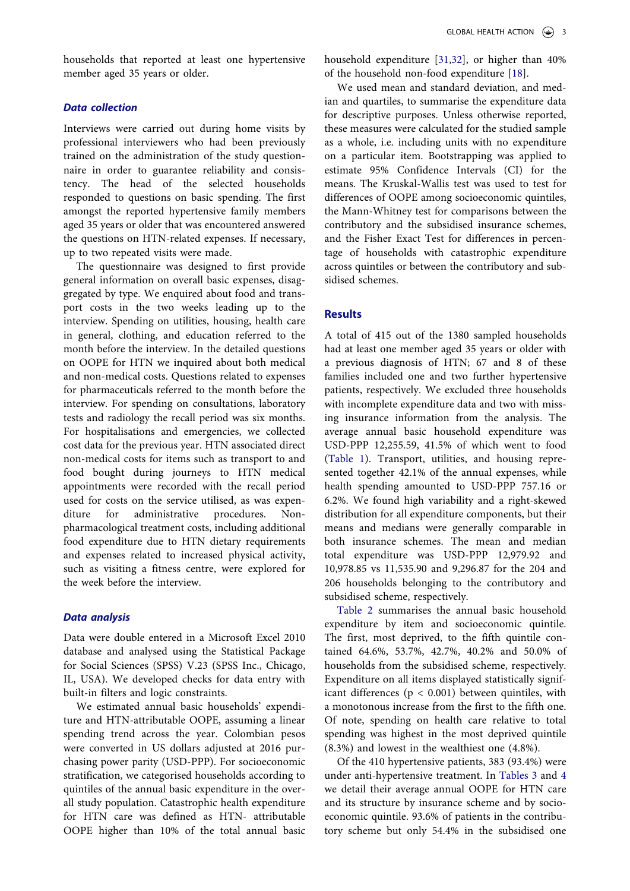households that reported at least one hypertensive member aged 35 years or older.

### Data collection

Interviews were carried out during home visits by professional interviewers who had been previously trained on the administration of the study questionnaire in order to guarantee reliability and consistency. The head of the selected households responded to questions on basic spending. The first amongst the reported hypertensive family members aged 35 years or older that was encountered answered the questions on HTN-related expenses. If necessary, up to two repeated visits were made.

The questionnaire was designed to first provide general information on overall basic expenses, disaggregated by type. We enquired about food and transport costs in the two weeks leading up to the interview. Spending on utilities, housing, health care in general, clothing, and education referred to the month before the interview. In the detailed questions on OOPE for HTN we inquired about both medical and non-medical costs. Questions related to expenses for pharmaceuticals referred to the month before the interview. For spending on consultations, laboratory tests and radiology the recall period was six months. For hospitalisations and emergencies, we collected cost data for the previous year. HTN associated direct non-medical costs for items such as transport to and food bought during journeys to HTN medical appointments were recorded with the recall period used for costs on the service utilised, as was expenditure for administrative procedures. Non-pharmacological treatment costs, including additional food expenditure due to HTN dietary requirements and expenses related to increased physical activity, such as visiting a fitness centre, were explored for the week before the interview.

### Data analysis

Data were double entered in a Microsoft Excel 2010 database and analysed using the Statistical Package for Social Sciences (SPSS) V.23 (SPSS Inc., Chicago, IL, USA). We developed checks for data entry with built-in filters and logic constraints.

We estimated annual basic households' expenditure and HTN-attributable OOPE, assuming a linear spending trend across the year. Colombian pesos were converted in US dollars adjusted at 2016 purchasing power parity (USD-PPP). For socioeconomic stratification, we categorised households according to quintiles of the annual basic expenditure in the overall study population. Catastrophic health expenditure for HTN care was defined as HTN- attributable OOPE higher than 10% of the total annual basic household expenditure [31,32], or higher than 40% of the household non-food expenditure [18].

We used mean and standard deviation, and median and quartiles, to summarise the expenditure data for descriptive purposes. Unless otherwise reported, these measures were calculated for the studied sample as a whole, i.e. including units with no expenditure on a particular item. Bootstrapping was applied to estimate 95% Confidence Intervals (CI) for the means. The Kruskal-Wallis test was used to test for differences of OOPE among socioeconomic quintiles, the Mann-Whitney test for comparisons between the contributory and the subsidised insurance schemes, and the Fisher Exact Test for differences in percentage of households with catastrophic expenditure across quintiles or between the contributory and subsidised schemes.

## Results

A total of 415 out of the 1380 sampled households had at least one member aged 35 years or older with a previous diagnosis of HTN; 67 and 8 of these families included one and two further hypertensive patients, respectively. We excluded three households with incomplete expenditure data and two with missing insurance information from the analysis. The average annual basic household expenditure was USD-PPP 12,255.59, 41.5% of which went to food (Table 1). Transport, utilities, and housing represented together 42.1% of the annual expenses, while health spending amounted to USD-PPP 757.16 or 6.2%. We found high variability and a right-skewed distribution for all expenditure components, but their means and medians were generally comparable in both insurance schemes. The mean and median total expenditure was USD-PPP 12,979.92 and 10,978.85 vs 11,535.90 and 9,296.87 for the 204 and 206 households belonging to the contributory and subsidised scheme, respectively.

Table 2 summarises the annual basic household expenditure by item and socioeconomic quintile. The first, most deprived, to the fifth quintile contained 64.6%, 53.7%, 42.7%, 40.2% and 50.0% of households from the subsidised scheme, respectively. Expenditure on all items displayed statistically significant differences ($p < 0.001$) between quintiles, with a monotonous increase from the first to the fifth one. Of note, spending on health care relative to total spending was highest in the most deprived quintile (8.3%) and lowest in the wealthiest one (4.8%).

Of the 410 hypertensive patients, 383 (93.4%) were under anti-hypertensive treatment. In Tables 3 and 4 we detail their average annual OOPE for HTN care and its structure by insurance scheme and by socioeconomic quintile. 93.6% of patients in the contributory scheme but only 54.4% in the subsidised one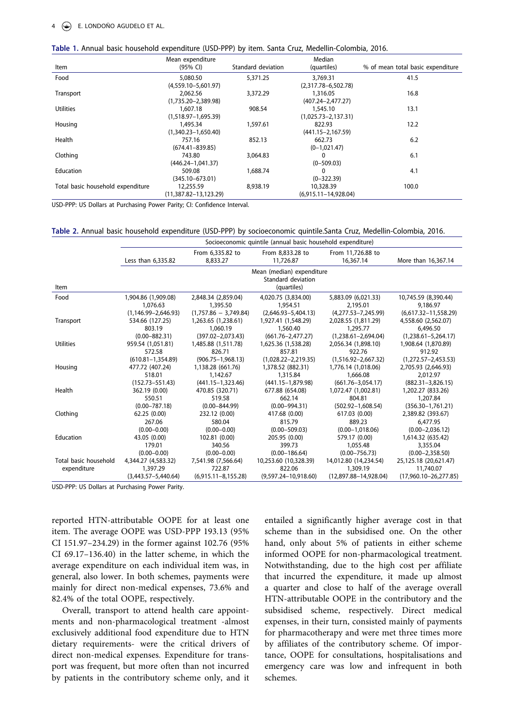**Table 1.** Annual basic household expenditure (USD-PPP) by item. Santa Cruz, Medellin-Colombia, 2016.

| Item | Mean expenditure (95% CI) | Standard deviation | Median (quartiles) | % of mean total basic expenditure |
|---|---|---|---|---|
| Food | 5,080.50 (4,559.10–5,601.97) | 5,371.25 | 3,769.31 (2,317.78–6,502.78) | 41.5 |
| Transport | 2,062.56 (1,735.20–2,389.98) | 3,372.29 | 1,316.05 (407.24–2,477.27) | 16.8 |
| Utilities | 1,607.18 (1,518.97–1,695.39) | 908.54 | 1,545.10 (1,025.73–2,137.31) | 13.1 |
| Housing | 1,495.34 (1,340.23–1,650.40) | 1,597.61 | 822.93 (441.15–2,167.59) | 12.2 |
| Health | 757.16 (674.41–839.85) | 852.13 | 662.73 (0–1,021.47) | 6.2 |
| Clothing | 743.80 (446.24–1,041.37) | 3,064.83 | 0 (0–509.03) | 6.1 |
| Education | 509.08 (345.10–673.01) | 1,688.74 | 0 (0–322.39) | 4.1 |
| Total basic household expenditure | 12,255.59 (11,387.82–13,123.29) | 8,938.19 | 10,328.39 (6,915.11–14,928.04) | 100.0 |

USD-PPP: US Dollars at Purchasing Power Parity; CI: Confidence Interval.

**Table 2.** Annual basic household expenditure (USD-PPP) by socioeconomic quintile.Santa Cruz, Medellin-Colombia, 2016.

| | Socioeconomic quintile (annual basic household expenditure) | | | | |
|---|---|---|---|---|---|
| | Less than 6,335.82 | From 6,335.82 to 8,833.27 | From 8,833.28 to 11,726.87 | From 11,726.88 to 16,367.14 | More than 16,367.14 |
| Item | Mean (median) expenditure Standard deviation (quartiles) | | | | |
| Food | 1,904.86 (1,909.08) 1,076.63 (1,146.99–2,646.93) | 2,848.34 (2,859.04) 1,395.50 (1,757.86 – 3,749.84) | 4,020.75 (3,834.00) 1,954.51 (2,646.93–5,404.13) | 5,883.09 (6,021.33) 2,195.01 (4,277.53–7,245.99) | 10,745.59 (8,390.44) 9,186.97 (6,617.32–11,558.29) |
| Transport | 534.66 (127.25) 803.19 (0.00–882.31) | 1,263.65 (1,238.61) 1,060.19 (397.02–2,073.43) | 1,927.41 (1,548.29) 1,560.40 (661.76–2,477.27) | 2,028.55 (1,811.29) 1,295.77 (1,238.61–2,694.04) | 4,558.60 (2,562.07) 6,496.50 (1,238.61–5,264.17) |
| Utilities | 959.54 (1,051.81) 572.58 (610.81–1,354.89) | 1,485.88 (1,511.78) 826.71 (906.75–1,968.13) | 1,625.36 (1,538.28) 857.81 (1,028.22–2,219.35) | 2,056.34 (1,898.10) 922.76 (1,516.92–2,667.32) | 1,908.64 (1,870.89) 912.92 (1,272.57–2,453.53) |
| Housing | 477.72 (407.24) 518.01 (152.73–551.43) | 1,138.28 (661.76) 1,142.67 (441.15–1,323.46) | 1,378.52 (882.31) 1,315.84 (441.15–1,879.98) | 1,776.14 (1,018.06) 1,666.08 (661.76–3,054.17) | 2,705.93 (2,646.93) 2,012.97 (882.31–3,826.15) |
| Health | 362.19 (0.00) 550.51 (0.00–787.18) | 470.85 (320.71) 519.58 (0.00–844.99) | 677.88 (654.08) 662.14 (0.00–994.31) | 1,072.47 (1,002.81) 804.81 (502.92–1,608.54) | 1,202.27 (833.26) 1,207.84 (356.30–1,761.21) |
| Clothing | 62.25 (0.00) 267.06 (0.00–0.00) | 232.12 (0.00) 580.04 (0.00–0.00) | 417.68 (0.00) 815.79 (0.00–509.03) | 617.03 (0.00) 889.23 (0.00–1,018.06) | 2,389.82 (393.67) 6,477.95 (0.00–2,036.12) |
| Education | 43.05 (0.00) 179.01 (0.00–0.00) | 102.81 (0.00) 340.56 (0.00–0.00) | 205.95 (0.00) 399.73 (0.00–186.64) | 579.17 (0.00) 1,055.48 (0.00–756.73) | 1,614.32 (635.42) 3,355.04 (0.00–2,358.50) |
| Total basic household expenditure | 4,344.27 (4,583.32) 1,397.29 (3,443.57–5,440.64) | 7,541.98 (7,566.64) 722.87 (6,915.11–8,155.28) | 10,253.60 (10,328.39) 822.06 (9,597.24–10,918.60) | 14,012.80 (14,234.54) 1,309.19 (12,897.88–14,928.04) | 25,125.18 (20,621.47) 11,740.07 (17,960.10–26,277.85) |

USD-PPP: US Dollars at Purchasing Power Parity.

reported HTN-attributable OOPE for at least one item. The average OOPE was USD-PPP 193.13 (95% CI 151.97–234.29) in the former against 102.76 (95% CI 69.17–136.40) in the latter scheme, in which the average expenditure on each individual item was, in general, also lower. In both schemes, payments were mainly for direct non-medical expenses, 73.6% and 82.4% of the total OOPE, respectively.

Overall, transport to attend health care appointments and non-pharmacological treatment -almost exclusively additional food expenditure due to HTN dietary requirements- were the critical drivers of direct non-medical expenses. Expenditure for transport was frequent, but more often than not incurred by patients in the contributory scheme only, and it entailed a significantly higher average cost in that scheme than in the subsidised one. On the other hand, only about 5% of patients in either scheme informed OOPE for non-pharmacological treatment. Notwithstanding, due to the high cost per affiliate that incurred the expenditure, it made up almost a quarter and close to half of the average overall HTN-attributable OOPE in the contributory and the subsidised scheme, respectively. Direct medical expenses, in their turn, consisted mainly of payments for pharmacotherapy and were met three times more by affiliates of the contributory scheme. Of importance, OOPE for consultations, hospitalisations and emergency care was low and infrequent in both schemes.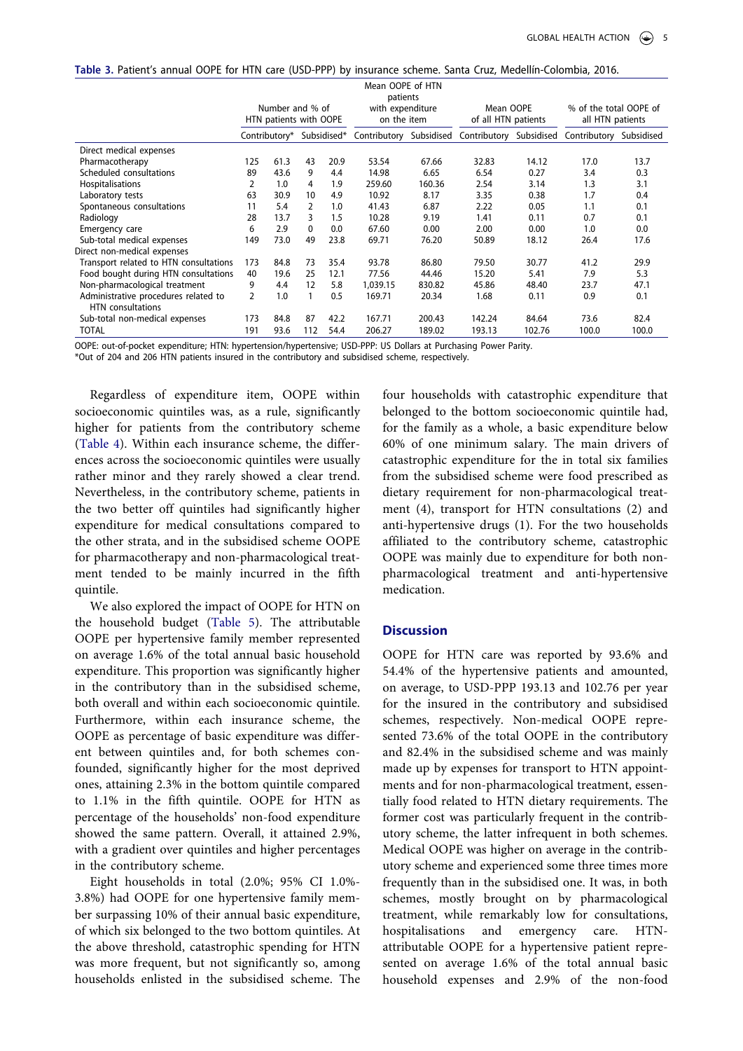**Table 3.** Patient's annual OOPE for HTN care (USD-PPP) by insurance scheme. Santa Cruz, Medellín-Colombia, 2016.

| | Number and % of HTN patients with OOPE | | | | Mean OOPE of HTN patients with expenditure on the item | | Mean OOPE of all HTN patients | | % of the total OOPE of all HTN patients | |
|---|---|---|---|---|---|---|---|---|---|---|
| | Contributory* | | Subsidised* | | Contributory | Subsidised | Contributory | Subsidised | Contributory | Subsidised |
| Direct medical expenses | | | | | | | | | | |
| Pharmacotherapy | 125 | 61.3 | 43 | 20.9 | 53.54 | 67.66 | 32.83 | 14.12 | 17.0 | 13.7 |
| Scheduled consultations | 89 | 43.6 | 9 | 4.4 | 14.98 | 6.65 | 6.54 | 0.27 | 3.4 | 0.3 |
| Hospitalisations | 2 | 1.0 | 4 | 1.9 | 259.60 | 160.36 | 2.54 | 3.14 | 1.3 | 3.1 |
| Laboratory tests | 63 | 30.9 | 10 | 4.9 | 10.92 | 8.17 | 3.35 | 0.38 | 1.7 | 0.4 |
| Spontaneous consultations | 11 | 5.4 | 2 | 1.0 | 41.43 | 6.87 | 2.22 | 0.05 | 1.1 | 0.1 |
| Radiology | 28 | 13.7 | 3 | 1.5 | 10.28 | 9.19 | 1.41 | 0.11 | 0.7 | 0.1 |
| Emergency care | 6 | 2.9 | 0 | 0.0 | 67.60 | 0.00 | 2.00 | 0.00 | 1.0 | 0.0 |
| Sub-total medical expenses | 149 | 73.0 | 49 | 23.8 | 69.71 | 76.20 | 50.89 | 18.12 | 26.4 | 17.6 |
| Direct non-medical expenses | | | | | | | | | | |
| Transport related to HTN consultations | 173 | 84.8 | 73 | 35.4 | 93.78 | 86.80 | 79.50 | 30.77 | 41.2 | 29.9 |
| Food bought during HTN consultations | 40 | 19.6 | 25 | 12.1 | 77.56 | 44.46 | 15.20 | 5.41 | 7.9 | 5.3 |
| Non-pharmacological treatment | 9 | 4.4 | 12 | 5.8 | 1,039.15 | 830.82 | 45.86 | 48.40 | 23.7 | 47.1 |
| Administrative procedures related to HTN consultations | 2 | 1.0 | 1 | 0.5 | 169.71 | 20.34 | 1.68 | 0.11 | 0.9 | 0.1 |
| Sub-total non-medical expenses | 173 | 84.8 | 87 | 42.2 | 167.71 | 200.43 | 142.24 | 84.64 | 73.6 | 82.4 |
| TOTAL | 191 | 93.6 | 112 | 54.4 | 206.27 | 189.02 | 193.13 | 102.76 | 100.0 | 100.0 |

OOPE: out-of-pocket expenditure; HTN: hypertension/hypertensive; USD-PPP: US Dollars at Purchasing Power Parity.
*Out of 204 and 206 HTN patients insured in the contributory and subsidised scheme, respectively.

Regardless of expenditure item, OOPE within socioeconomic quintiles was, as a rule, significantly higher for patients from the contributory scheme (Table 4). Within each insurance scheme, the differences across the socioeconomic quintiles were usually rather minor and they rarely showed a clear trend. Nevertheless, in the contributory scheme, patients in the two better off quintiles had significantly higher expenditure for medical consultations compared to the other strata, and in the subsidised scheme OOPE for pharmacotherapy and non-pharmacological treatment tended to be mainly incurred in the fifth quintile.

We also explored the impact of OOPE for HTN on the household budget (Table 5). The attributable OOPE per hypertensive family member represented on average 1.6% of the total annual basic household expenditure. This proportion was significantly higher in the contributory than in the subsidised scheme, both overall and within each socioeconomic quintile. Furthermore, within each insurance scheme, the OOPE as percentage of basic expenditure was different between quintiles and, for both schemes confounded, significantly higher for the most deprived ones, attaining 2.3% in the bottom quintile compared to 1.1% in the fifth quintile. OOPE for HTN as percentage of the households' non-food expenditure showed the same pattern. Overall, it attained 2.9%, with a gradient over quintiles and higher percentages in the contributory scheme.

Eight households in total (2.0%; 95% CI 1.0%-3.8%) had OOPE for one hypertensive family member surpassing 10% of their annual basic expenditure, of which six belonged to the two bottom quintiles. At the above threshold, catastrophic spending for HTN was more frequent, but not significantly so, among households enlisted in the subsidised scheme. The four households with catastrophic expenditure that belonged to the bottom socioeconomic quintile had, for the family as a whole, a basic expenditure below 60% of one minimum salary. The main drivers of catastrophic expenditure for the in total six families from the subsidised scheme were food prescribed as dietary requirement for non-pharmacological treatment (4), transport for HTN consultations (2) and anti-hypertensive drugs (1). For the two households affiliated to the contributory scheme, catastrophic OOPE was mainly due to expenditure for both non-pharmacological treatment and anti-hypertensive medication.

## Discussion

OOPE for HTN care was reported by 93.6% and 54.4% of the hypertensive patients and amounted, on average, to USD-PPP 193.13 and 102.76 per year for the insured in the contributory and subsidised schemes, respectively. Non-medical OOPE represented 73.6% of the total OOPE in the contributory and 82.4% in the subsidised scheme and was mainly made up by expenses for transport to HTN appointments and for non-pharmacological treatment, essentially food related to HTN dietary requirements. The former cost was particularly frequent in the contributory scheme, the latter infrequent in both schemes. Medical OOPE was higher on average in the contributory scheme and experienced some three times more frequently than in the subsidised one. It was, in both schemes, mostly brought on by pharmacological treatment, while remarkably low for consultations, hospitalisations and emergency care. HTN-attributable OOPE for a hypertensive patient represented on average 1.6% of the total annual basic household expenses and 2.9% of the non-food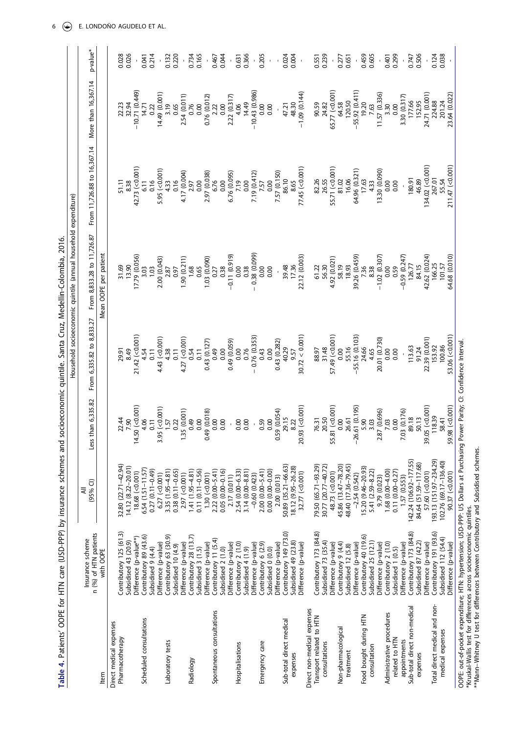**Table 4.** Patients' OOPE for HTN care (USD-PPP) by insurance schemes and socioeconomic quintile. Santa Cruz, Medellín-Colombia, 2016.

| Item | Insurance scheme n (%) of HTN patients with OOPE | All (95% CI) | Household socioeconomic quintile (annual household expenditure) Less than 6,335.82 | From 6,335.82 to 8,833.27 | From 8,833.28 to 11,726.87 | From 11,726.88 to 16,367.14 | More than 16,367.14 | p-value* |
|---|---|---|---|---|---|---|---|---|
| | | | Mean OOPE per patient | | | | | |
| Direct medical expenses | | | | | | | | |
| Pharmacotherapy | Contributory 125 (61.3) | 32.80 (22.71–42.94) | 22.44 | 29.91 | 31.69 | 51.11 | 22.23 | 0.028 |
| | Subsidised 43 (20.9) | 14.12 (8.22–20.01) | 7.90 | 8.49 | 13.90 | 8.38 | 32.94 | 0.026 |
| | Difference (p-value**) | 18.68 (<0.001) | 14.50 (<0.001) | 21.42 (<0.001) | 17.79 (0.056) | 42.73 (<0.001) | −10.71 (0.449) | - |
| Scheduled consultations | Contributory 89 (43.6) | 6.54 (1.51–11.57) | 4.06 | 4.54 | 3.03 | 6.11 | 14.71 | 0.041 |
| | Subsidised 9 (4.4) | 0.27 (0.11–0.49) | 0.11 | 0.11 | 1.03 | 0.16 | 0.22 | 0.214 |
| | Difference (p-value) | 6.27 (<0.001) | 3.95 (<0.001) | 4.43 (<0.001) | 2.00 (0.043) | 5.95 (<0.001) | 14.49 (0.001) | - |
| Laboratory tests | Contributory 63 (30.9) | 3.35 (1.95–4.81) | 1.57 | 4.38 | 2.87 | 4.33 | 3.19 | 0.132 |
| | Subsidised 10 (4.9) | 0.38 (0.11–0.65) | 0.22 | 0.11 | 0.97 | 0.16 | 0.65 | 0.220 |
| | Difference (p-value) | 2.97 (<0.001) | 1.35 (0.001) | 4.27 (<0.001) | 1.90 (0.211) | 4.17 (0.004) | 2.54 (0.011) | - |
| Radiology | Contributory 28 (13.7) | 1.41 (1.95–4.81) | 0.49 | 0.54 | 1.68 | 2.97 | 0.76 | 0.734 |
| | Subsidised 3 (1.5) | 0.11 (0.11–0.56) | 0.00 | 0.11 | 0.65 | 0.00 | 0.00 | 0.165 |
| | Difference (p-value) | 1.30 (<0.001) | 0.49 (0.018) | 0.43 (0.127) | 1.03 (0.090) | 2.97 (0.038) | 0.76 (0.012) | - |
| Spontaneous consultations | Contributory 11 (5.4) | 2.22 (0.00–5.41) | 0.00 | 0.49 | 0.27 | 6.76 | 2.22 | 0.467 |
| | Subsidised 2 (1.0) | 0.05 (0.00–0.16) | 0.00 | 0.00 | 0.38 | 0.00 | 0.00 | 0.044 |
| | Difference (p-value) | 2.17 (0.011) | - | 0.49 (0.059) | −0.11 (0.919) | 6.76 (0.095) | 2.22 (0.317) | - |
| Hospitalisations | Contributory 2 (1.0) | 2.54 (0.00–6.33) | 0.00 | 0.00 | 0.00 | 7.19 | 4.06 | 0.631 |
| | Subsidised 4 (1.9) | 3.14 (0.00–8.81) | 0.00 | 0.76 | 0.38 | 0.00 | 14.49 | 0.366 |
| | Difference (p-value) | −0.60 (0.423) | - | − 0.76 (0.353) | − 0.38 (0.099) | 7.19 (0.412) | −10.43 (0.986) | - |
| Emergency care | Contributory 6 (2.9) | 2.00 (0.00–5.41) | 0.59 | 0.43 | 0.00 | 7.57 | 0.00 | 0.205 |
| | Subsidised 0 (0.0) | 0.00 (0.00–0.00) | 0.00 | 0.00 | 0.00 | 0.00 | 0.00 | - |
| | Difference (p-value) | 2.00 (0.013) | 0.59 (0.054) | 0.43 (0.282) | - | 7.57 (0.150) | - | - |
| Sub-total direct medical expenses | Contributory 149 (73.0) | 50.89 (35.21–66.63) | 29.15 | 40.29 | 39.48 | 86.10 | 47.21 | 0.024 |
| | Subsidised 49 (23.8) | 18.12 (9.95–26.28) | 8.22 | 9.57 | 17.36 | 8.65 | 48.30 | 0.004 |
| | Difference (p-value) | 32.77 (<0.001) | 20.93 (<0.001) | 30.72 < 0.001) | 22.12 (0.003) | 77.45 (<0.001) | −1.09 (0.144) | - |
| Direct non-medical expenses | | | | | | | | |
| Transport related to HTN consultations | Contributory 173 (84.8) | 79.50 (65.71–93.29) | 76.31 | 88.97 | 61.22 | 82.26 | 90.59 | 0.551 |
| | Subsidised 73 (35.4) | 30.77 (20.77–40.72) | 20.50 | 31.48 | 56.30 | 26.55 | 24.82 | 0.239 |
| | Difference (p-value) | 48.73 (<0.001) | 55.81 (<0.001) | 57.49 (<0.001) | 4.92 (0.021) | 55.71 (<0.001) | 65.77 (<0.001) | - |
| Non-pharmacological treatment | Contributory 9 (4.4) | 45.86 (13.47–78.20) | 0.00 | 0.00 | 58.19 | 81.02 | 64.58 | 0.277 |
| | Subsidised 12 (5.8) | 48.40 (17.36–79.45) | 26.61 | 55.16 | 18.93 | 16.06 | 120.50 | 0.651 |
| | Difference (p-value) | −2.54 (0.542) | −26.61 (0.195) | −55.16 (0.103) | 39.26 (0.459) | 64.96 (0.321) | −55.92 (0.411) | - |
| Food bought during HTN consultation | Contributory 40 (19.6) | 15.20 (9.46–20.93) | 5.90 | 24.66 | 7.36 | 17.63 | 19.20 | 0.459 |
| | Subsidised 25 (12.1) | 5.41 (2.59–8.22) | 3.03 | 4.65 | 8.38 | 4.33 | 7.63 | 0.605 |
| | Difference (p-value) | 9.79 (0.023) | 2.87 (0.696) | 20.01 (0.730) | −1.02 (0.307) | 13.30 (0.090) | 11.57 (0.336) | - |
| Administrative procedures related to HTN appointments | Contributory 2 (1.0) | 1.68 (0.00–4.00) | 7.03 | 0.00 | 0.00 | 0.00 | 3.30 | 0.401 |
| | Subsidised 1 (0.5) | 0.11 (0.00–0.27) | 0.00 | 0.00 | 0.59 | 0.00 | 0.00 | 0.299 |
| | Difference (p-value) | 1.57 (0.553) | 7.03 (0.176) | - | −0.59 (0.247) | - | 3.30 (0.317) | - |
| Sub-total direct non-medical expenses | Contributory 173 (84.8) | 142.24 (106.92–177.55) | 89.18 | 113.63 | 126.77 | 180.91 | 177.66 | 0.747 |
| | Subsidised 87 (42.2) | 84.64 (51.59–117.68) | 50.13 | 91.24 | 84.15 | 46.89 | 152.95 | 0.506 |
| | Difference (p-value) | 57.60 (<0.001) | 39.05 (<0.001) | 22.39 (0.001) | 42.62 (0.024) | 134.02 (<0.001) | 24.71 (0.001) | - |
| Total direct medical and non-medical expenses | Contributory 191 (93.6) | 193.13 (151.97–234.29) | 118.39 | 153.92 | 166.25 | 267.01 | 224.88 | 0.124 |
| | Subsidised 112 (54.4) | 102.76 (69.17–136.40) | 58.41 | 100.86 | 101.57 | 55.54 | 201.24 | 0.038 |
| | Difference (p-value) | 90.37 (<0.001) | 59.98 (<0.001) | 53.06 (<0.001) | 64.68 (0.010) | 211.47 (<0.001) | 23.64 (0.022) | - |

OOPE: out-of-pocket expenditure; HTN: hypertension; USD-PPP: US Dollars at Purchasing Power Parity; CI: Confidence Interval.
*Kruskal–Wallis test for differences across socioeconomic quintiles.
**Mann–Whitney U test for differences between Contributory and Subsidised schemes.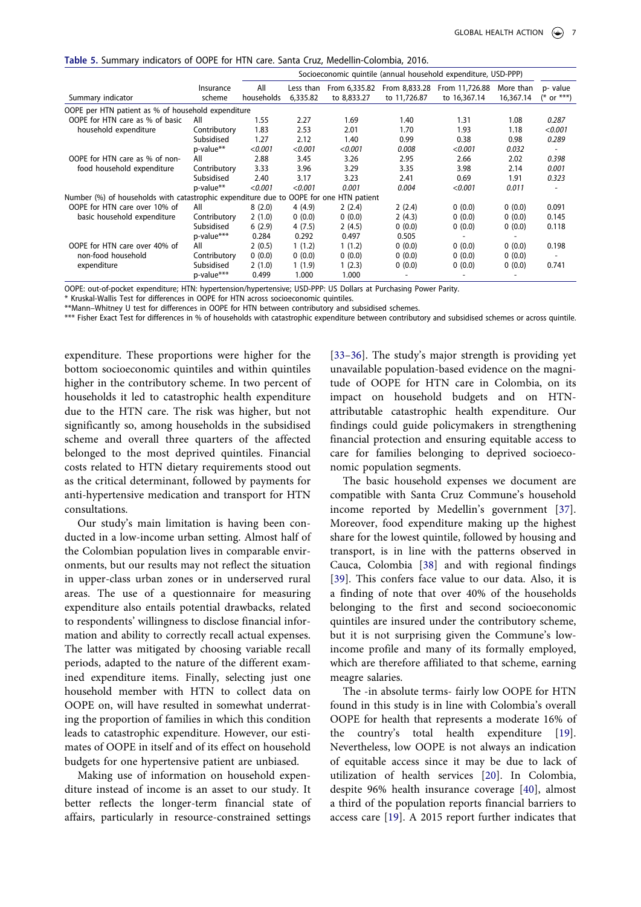**Table 5.** Summary indicators of OOPE for HTN care. Santa Cruz, Medellin-Colombia, 2016.

| Summary indicator | Insurance scheme | Socioeconomic quintile (annual household expenditure, USD-PPP) | | | | | | |
|---|---|---|---|---|---|---|---|---|
| | | All households | Less than 6,335.82 | From 6,335.82 to 8,833.27 | From 8,833.28 to 11,726.87 | From 11,726.88 to 16,367.14 | More than 16,367.14 | p- value (* or ***) |
| OOPE per HTN patient as % of household expenditure | | | | | | | | |
| OOPE for HTN care as % of basic household expenditure | All | 1.55 | 2.27 | 1.69 | 1.40 | 1.31 | 1.08 | *0.287* |
| | Contributory | 1.83 | 2.53 | 2.01 | 1.70 | 1.93 | 1.18 | *<0.001* |
| | Subsidised | 1.27 | 2.12 | 1.40 | 0.99 | 0.38 | 0.98 | *0.289* |
| | p-value** | *<0.001* | *<0.001* | *<0.001* | *0.008* | *<0.001* | *0.032* | - |
| OOPE for HTN care as % of non-food household expenditure | All | 2.88 | 3.45 | 3.26 | 2.95 | 2.66 | 2.02 | *0.398* |
| | Contributory | 3.33 | 3.96 | 3.29 | 3.35 | 3.98 | 2.14 | *0.001* |
| | Subsidised | 2.40 | 3.17 | 3.23 | 2.41 | 0.69 | 1.91 | *0.323* |
| | p-value** | *<0.001* | *<0.001* | *0.001* | *0.004* | *<0.001* | *0.011* | - |
| Number (%) of households with catastrophic expenditure due to OOPE for one HTN patient | | | | | | | | |
| OOPE for HTN care over 10% of basic household expenditure | All | 8 (2.0) | 4 (4.9) | 2 (2.4) | 2 (2.4) | 0 (0.0) | 0 (0.0) | 0.091 |
| | Contributory | 2 (1.0) | 0 (0.0) | 0 (0.0) | 2 (4.3) | 0 (0.0) | 0 (0.0) | 0.145 |
| | Subsidised | 6 (2.9) | 4 (7.5) | 2 (4.5) | 0 (0.0) | 0 (0.0) | 0 (0.0) | 0.118 |
| | p-value*** | 0.284 | 0.292 | 0.497 | 0.505 | - | - | |
| OOPE for HTN care over 40% of non-food household expenditure | All | 2 (0.5) | 1 (1.2) | 1 (1.2) | 0 (0.0) | 0 (0.0) | 0 (0.0) | 0.198 |
| | Contributory | 0 (0.0) | 0 (0.0) | 0 (0.0) | 0 (0.0) | 0 (0.0) | 0 (0.0) | - |
| | Subsidised | 2 (1.0) | 1 (1.9) | 1 (2.3) | 0 (0.0) | 0 (0.0) | 0 (0.0) | 0.741 |
| | p-value*** | 0.499 | 1.000 | 1.000 | - | - | - | |

OOPE: out-of-pocket expenditure; HTN: hypertension/hypertensive; USD-PPP: US Dollars at Purchasing Power Parity.
* Kruskal-Wallis Test for differences in OOPE for HTN across socioeconomic quintiles.
**Mann–Whitney U test for differences in OOPE for HTN between contributory and subsidised schemes.
*** Fisher Exact Test for differences in % of households with catastrophic expenditure between contributory and subsidised schemes or across quintile.

expenditure. These proportions were higher for the bottom socioeconomic quintiles and within quintiles higher in the contributory scheme. In two percent of households it led to catastrophic health expenditure due to the HTN care. The risk was higher, but not significantly so, among households in the subsidised scheme and overall three quarters of the affected belonged to the most deprived quintiles. Financial costs related to HTN dietary requirements stood out as the critical determinant, followed by payments for anti-hypertensive medication and transport for HTN consultations.

Our study's main limitation is having been conducted in a low-income urban setting. Almost half of the Colombian population lives in comparable environments, but our results may not reflect the situation in upper-class urban zones or in underserved rural areas. The use of a questionnaire for measuring expenditure also entails potential drawbacks, related to respondents' willingness to disclose financial information and ability to correctly recall actual expenses. The latter was mitigated by choosing variable recall periods, adapted to the nature of the different examined expenditure items. Finally, selecting just one household member with HTN to collect data on OOPE on, will have resulted in somewhat underrating the proportion of families in which this condition leads to catastrophic expenditure. However, our estimates of OOPE in itself and of its effect on household budgets for one hypertensive patient are unbiased.

Making use of information on household expenditure instead of income is an asset to our study. It better reflects the longer-term financial state of affairs, particularly in resource-constrained settings [33–36]. The study's major strength is providing yet unavailable population-based evidence on the magnitude of OOPE for HTN care in Colombia, on its impact on household budgets and on HTN-attributable catastrophic health expenditure. Our findings could guide policymakers in strengthening financial protection and ensuring equitable access to care for families belonging to deprived socioeconomic population segments.

The basic household expenses we document are compatible with Santa Cruz Commune's household income reported by Medellin's government [37]. Moreover, food expenditure making up the highest share for the lowest quintile, followed by housing and transport, is in line with the patterns observed in Cauca, Colombia [38] and with regional findings [39]. This confers face value to our data. Also, it is a finding of note that over 40% of the households belonging to the first and second socioeconomic quintiles are insured under the contributory scheme, but it is not surprising given the Commune's low-income profile and many of its formally employed, which are therefore affiliated to that scheme, earning meagre salaries.

The -in absolute terms- fairly low OOPE for HTN found in this study is in line with Colombia's overall OOPE for health that represents a moderate 16% of the country's total health expenditure [19]. Nevertheless, low OOPE is not always an indication of equitable access since it may be due to lack of utilization of health services [20]. In Colombia, despite 96% health insurance coverage [40], almost a third of the population reports financial barriers to access care [19]. A 2015 report further indicates that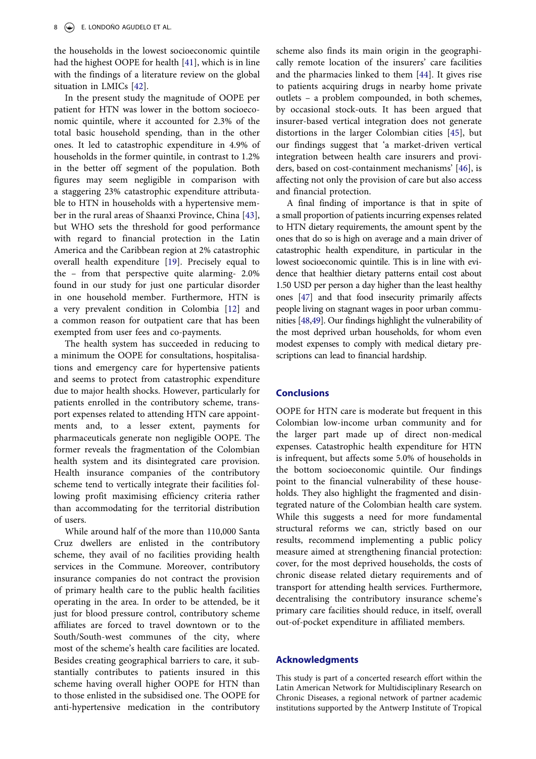the households in the lowest socioeconomic quintile had the highest OOPE for health [41], which is in line with the findings of a literature review on the global situation in LMICs [42].

In the present study the magnitude of OOPE per patient for HTN was lower in the bottom socioeconomic quintile, where it accounted for 2.3% of the total basic household spending, than in the other ones. It led to catastrophic expenditure in 4.9% of households in the former quintile, in contrast to 1.2% in the better off segment of the population. Both figures may seem negligible in comparison with a staggering 23% catastrophic expenditure attributable to HTN in households with a hypertensive member in the rural areas of Shaanxi Province, China [43], but WHO sets the threshold for good performance with regard to financial protection in the Latin America and the Caribbean region at 2% catastrophic overall health expenditure [19]. Precisely equal to the – from that perspective quite alarming- 2.0% found in our study for just one particular disorder in one household member. Furthermore, HTN is a very prevalent condition in Colombia [12] and a common reason for outpatient care that has been exempted from user fees and co-payments.

The health system has succeeded in reducing to a minimum the OOPE for consultations, hospitalisations and emergency care for hypertensive patients and seems to protect from catastrophic expenditure due to major health shocks. However, particularly for patients enrolled in the contributory scheme, transport expenses related to attending HTN care appointments and, to a lesser extent, payments for pharmaceuticals generate non negligible OOPE. The former reveals the fragmentation of the Colombian health system and its disintegrated care provision. Health insurance companies of the contributory scheme tend to vertically integrate their facilities following profit maximising efficiency criteria rather than accommodating for the territorial distribution of users.

While around half of the more than 110,000 Santa Cruz dwellers are enlisted in the contributory scheme, they avail of no facilities providing health services in the Commune. Moreover, contributory insurance companies do not contract the provision of primary health care to the public health facilities operating in the area. In order to be attended, be it just for blood pressure control, contributory scheme affiliates are forced to travel downtown or to the South/South-west communes of the city, where most of the scheme's health care facilities are located. Besides creating geographical barriers to care, it substantially contributes to patients insured in this scheme having overall higher OOPE for HTN than to those enlisted in the subsidised one. The OOPE for anti-hypertensive medication in the contributory scheme also finds its main origin in the geographically remote location of the insurers' care facilities and the pharmacies linked to them [44]. It gives rise to patients acquiring drugs in nearby home private outlets – a problem compounded, in both schemes, by occasional stock-outs. It has been argued that insurer-based vertical integration does not generate distortions in the larger Colombian cities [45], but our findings suggest that 'a market-driven vertical integration between health care insurers and providers, based on cost-containment mechanisms' [46], is affecting not only the provision of care but also access and financial protection.

A final finding of importance is that in spite of a small proportion of patients incurring expenses related to HTN dietary requirements, the amount spent by the ones that do so is high on average and a main driver of catastrophic health expenditure, in particular in the lowest socioeconomic quintile. This is in line with evidence that healthier dietary patterns entail cost about 1.50 USD per person a day higher than the least healthy ones [47] and that food insecurity primarily affects people living on stagnant wages in poor urban communities [48,49]. Our findings highlight the vulnerability of the most deprived urban households, for whom even modest expenses to comply with medical dietary prescriptions can lead to financial hardship.

## Conclusions

OOPE for HTN care is moderate but frequent in this Colombian low-income urban community and for the larger part made up of direct non-medical expenses. Catastrophic health expenditure for HTN is infrequent, but affects some 5.0% of households in the bottom socioeconomic quintile. Our findings point to the financial vulnerability of these households. They also highlight the fragmented and disintegrated nature of the Colombian health care system. While this suggests a need for more fundamental structural reforms we can, strictly based on our results, recommend implementing a public policy measure aimed at strengthening financial protection: cover, for the most deprived households, the costs of chronic disease related dietary requirements and of transport for attending health services. Furthermore, decentralising the contributory insurance scheme's primary care facilities should reduce, in itself, overall out-of-pocket expenditure in affiliated members.

## Acknowledgments

This study is part of a concerted research effort within the Latin American Network for Multidisciplinary Research on Chronic Diseases, a regional network of partner academic institutions supported by the Antwerp Institute of Tropical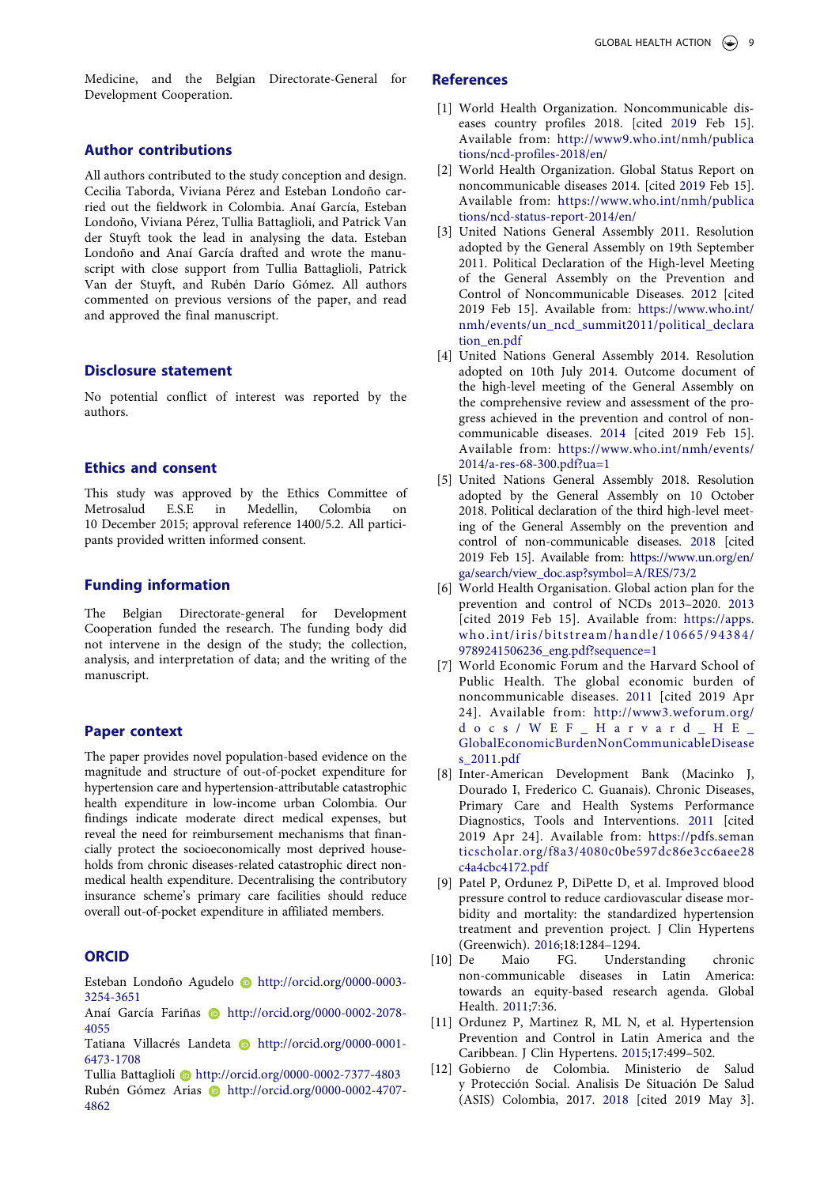Medicine, and the Belgian Directorate-General for Development Cooperation.

## Author contributions

All authors contributed to the study conception and design. Cecilia Taborda, Viviana Pérez and Esteban Londoño carried out the fieldwork in Colombia. Anaí García, Esteban Londoño, Viviana Pérez, Tullia Battaglioli, and Patrick Van der Stuyft took the lead in analysing the data. Esteban Londoño and Anaí García drafted and wrote the manuscript with close support from Tullia Battaglioli, Patrick Van der Stuyft, and Rubén Darío Gómez. All authors commented on previous versions of the paper, and read and approved the final manuscript.

## Disclosure statement

No potential conflict of interest was reported by the authors.

## Ethics and consent

This study was approved by the Ethics Committee of Metrosalud E.S.E in Medellin, Colombia on 10 December 2015; approval reference 1400/5.2. All participants provided written informed consent.

## Funding information

The Belgian Directorate-general for Development Cooperation funded the research. The funding body did not intervene in the design of the study; the collection, analysis, and interpretation of data; and the writing of the manuscript.

## Paper context

The paper provides novel population-based evidence on the magnitude and structure of out-of-pocket expenditure for hypertension care and hypertension-attributable catastrophic health expenditure in low-income urban Colombia. Our findings indicate moderate direct medical expenses, but reveal the need for reimbursement mechanisms that financially protect the socioeconomically most deprived households from chronic diseases-related catastrophic direct non-medical health expenditure. Decentralising the contributory insurance scheme's primary care facilities should reduce overall out-of-pocket expenditure in affiliated members.

## ORCID

Esteban Londoño Agudelo http://orcid.org/0000-0003-3254-3651
Anaí García Fariñas http://orcid.org/0000-0002-2078-4055
Tatiana Villacrés Landeta http://orcid.org/0000-0001-6473-1708
Tullia Battaglioli http://orcid.org/0000-0002-7377-4803
Rubén Gómez Arias http://orcid.org/0000-0002-4707-4862

## References

[1] World Health Organization. Noncommunicable diseases country profiles 2018. [cited 2019 Feb 15]. Available from: http://www9.who.int/nmh/publications/ncd-profiles-2018/en/

[2] World Health Organization. Global Status Report on noncommunicable diseases 2014. [cited 2019 Feb 15]. Available from: https://www.who.int/nmh/publications/ncd-status-report-2014/en/

[3] United Nations General Assembly 2011. Resolution adopted by the General Assembly on 19th September 2011. Political Declaration of the High-level Meeting of the General Assembly on the Prevention and Control of Noncommunicable Diseases. 2012 [cited 2019 Feb 15]. Available from: https://www.who.int/nmh/events/un_ncd_summit2011/political_declaration_en.pdf

[4] United Nations General Assembly 2014. Resolution adopted on 10th July 2014. Outcome document of the high-level meeting of the General Assembly on the comprehensive review and assessment of the progress achieved in the prevention and control of non-communicable diseases. 2014 [cited 2019 Feb 15]. Available from: https://www.who.int/nmh/events/2014/a-res-68-300.pdf?ua=1

[5] United Nations General Assembly 2018. Resolution adopted by the General Assembly on 10 October 2018. Political declaration of the third high-level meeting of the General Assembly on the prevention and control of non-communicable diseases. 2018 [cited 2019 Feb 15]. Available from: https://www.un.org/en/ga/search/view_doc.asp?symbol=A/RES/73/2

[6] World Health Organisation. Global action plan for the prevention and control of NCDs 2013–2020. 2013 [cited 2019 Feb 15]. Available from: https://apps.who.int/iris/bitstream/handle/10665/94384/9789241506236_eng.pdf?sequence=1

[7] World Economic Forum and the Harvard School of Public Health. The global economic burden of noncommunicable diseases. 2011 [cited 2019 Apr 24]. Available from: http://www3.weforum.org/docs/WEF_Harvard_HE_GlobalEconomicBurdenNonCommunicableDiseases_2011.pdf

[8] Inter-American Development Bank (Macinko J, Dourado I, Frederico C. Guanais). Chronic Diseases, Primary Care and Health Systems Performance Diagnostics, Tools and Interventions. 2011 [cited 2019 Apr 24]. Available from: https://pdfs.semanticscholar.org/f8a3/4080c0be597dc86e3cc6aee28c4a4cbc4172.pdf

[9] Patel P, Ordunez P, DiPette D, et al. Improved blood pressure control to reduce cardiovascular disease morbidity and mortality: the standardized hypertension treatment and prevention project. J Clin Hypertens (Greenwich). 2016;18:1284–1294.

[10] De Maio FG. Understanding chronic non-communicable diseases in Latin America: towards an equity-based research agenda. Global Health. 2011;7:36.

[11] Ordunez P, Martinez R, ML N, et al. Hypertension Prevention and Control in Latin America and the Caribbean. J Clin Hypertens. 2015;17:499–502.

[12] Gobierno de Colombia. Ministerio de Salud y Protección Social. Analisis De Situación De Salud (ASIS) Colombia, 2017. 2018 [cited 2019 May 3].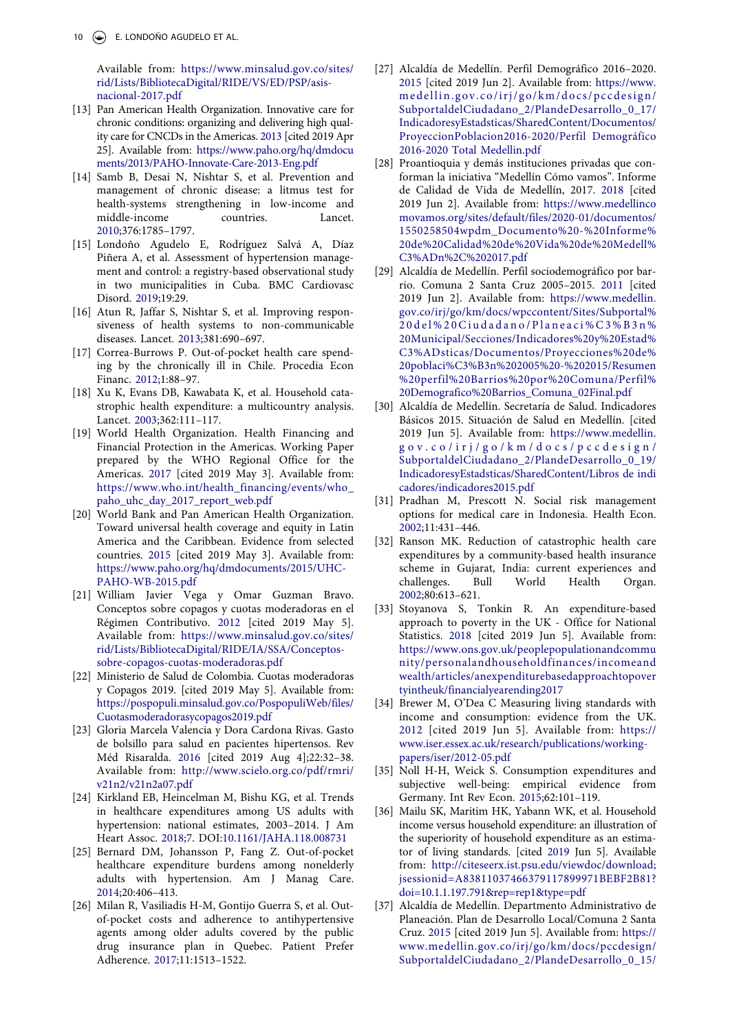Available from: https://www.minsalud.gov.co/sites/rid/Lists/BibliotecaDigital/RIDE/VS/ED/PSP/asis-nacional-2017.pdf

[13] Pan American Health Organization. Innovative care for chronic conditions: organizing and delivering high quality care for CNCDs in the Americas. 2013 [cited 2019 Apr 25]. Available from: https://www.paho.org/hq/dmdocuments/2013/PAHO-Innovate-Care-2013-Eng.pdf

[14] Samb B, Desai N, Nishtar S, et al. Prevention and management of chronic disease: a litmus test for health-systems strengthening in low-income and middle-income countries. Lancet. 2010;376:1785–1797.

[15] Londoño Agudelo E, Rodríguez Salvá A, Díaz Piñera A, et al. Assessment of hypertension management and control: a registry-based observational study in two municipalities in Cuba. BMC Cardiovasc Disord. 2019;19:29.

[16] Atun R, Jaffar S, Nishtar S, et al. Improving responsiveness of health systems to non-communicable diseases. Lancet. 2013;381:690–697.

[17] Correa-Burrows P. Out-of-pocket health care spending by the chronically ill in Chile. Procedia Econ Financ. 2012;1:88–97.

[18] Xu K, Evans DB, Kawabata K, et al. Household catastrophic health expenditure: a multicountry analysis. Lancet. 2003;362:111–117.

[19] World Health Organization. Health Financing and Financial Protection in the Americas. Working Paper prepared by the WHO Regional Office for the Americas. 2017 [cited 2019 May 3]. Available from: https://www.who.int/health_financing/events/who_paho_uhc_day_2017_report_web.pdf

[20] World Bank and Pan American Health Organization. Toward universal health coverage and equity in Latin America and the Caribbean. Evidence from selected countries. 2015 [cited 2019 May 3]. Available from: https://www.paho.org/hq/dmdocuments/2015/UHC-PAHO-WB-2015.pdf

[21] William Javier Vega y Omar Guzman Bravo. Conceptos sobre copagos y cuotas moderadoras en el Régimen Contributivo. 2012 [cited 2019 May 5]. Available from: https://www.minsalud.gov.co/sites/rid/Lists/BibliotecaDigital/RIDE/IA/SSA/Conceptos-sobre-copagos-cuotas-moderadoras.pdf

[22] Ministerio de Salud de Colombia. Cuotas moderadoras y Copagos 2019. [cited 2019 May 5]. Available from: https://pospopuli.minsalud.gov.co/PospopuliWeb/files/Cuotasmoderadorasycopagos2019.pdf

[23] Gloria Marcela Valencia y Dora Cardona Rivas. Gasto de bolsillo para salud en pacientes hipertensos. Rev Méd Risaralda. 2016 [cited 2019 Aug 4];22:32–38. Available from: http://www.scielo.org.co/pdf/rmri/v21n2/v21n2a07.pdf

[24] Kirkland EB, Heincelman M, Bishu KG, et al. Trends in healthcare expenditures among US adults with hypertension: national estimates, 2003–2014. J Am Heart Assoc. 2018;7. DOI:10.1161/JAHA.118.008731

[25] Bernard DM, Johansson P, Fang Z. Out-of-pocket healthcare expenditure burdens among nonelderly adults with hypertension. Am J Manag Care. 2014;20:406–413.

[26] Milan R, Vasiliadis H-M, Gontijo Guerra S, et al. Out-of-pocket costs and adherence to antihypertensive agents among older adults covered by the public drug insurance plan in Quebec. Patient Prefer Adherence. 2017;11:1513–1522.

[27] Alcaldía de Medellín. Perfil Demográfico 2016–2020. 2015 [cited 2019 Jun 2]. Available from: https://www.medellin.gov.co/irj/go/km/docs/pccdesign/SubportaldelCiudadano_2/PlandeDesarrollo_0_17/IndicadoresyEstadsticas/SharedContent/Documentos/ProyeccionPoblacion2016-2020/Perfil Demográfico 2016-2020 Total Medellin.pdf

[28] Proantioquia y demás instituciones privadas que conforman la iniciativa "Medellín Cómo vamos". Informe de Calidad de Vida de Medellín, 2017. 2018 [cited 2019 Jun 2]. Available from: https://www.medellincomovamos.org/sites/default/files/2020-01/documentos/1550258504wpdm_Documento%20-%20Informe%20de%20Calidad%20de%20Vida%20de%20Medell%C3%ADn%2C%202017.pdf

[29] Alcaldía de Medellín. Perfil sociodemográfico por barrio. Comuna 2 Santa Cruz 2005–2015. 2011 [cited 2019 Jun 2]. Available from: https://www.medellin.gov.co/irj/go/km/docs/wpccontent/Sites/Subportal%20del%20Ciudadano/Planeaci%C3%B3n%20Municipal/Secciones/Indicadores%20y%20Estad%C3%ADsticas/Documentos/Proyecciones%20de%20poblaci%C3%B3n%202005%20-%202015/Resumen%20perfil%20Barrios%20por%20Comuna/Perfil%20Demografico%20Barrios_Comuna_02Final.pdf

[30] Alcaldía de Medellín. Secretaría de Salud. Indicadores Básicos 2015. Situación de Salud en Medellín. [cited 2019 Jun 5]. Available from: https://www.medellin.gov.co/irj/go/km/docs/pccdesign/SubportaldelCiudadano_2/PlandeDesarrollo_0_19/IndicadoresyEstadsticas/SharedContent/Libros de indicadores/indicadores2015.pdf

[31] Pradhan M, Prescott N. Social risk management options for medical care in Indonesia. Health Econ. 2002;11:431–446.

[32] Ranson MK. Reduction of catastrophic health care expenditures by a community-based health insurance scheme in Gujarat, India: current experiences and challenges. Bull World Health Organ. 2002;80:613–621.

[33] Stoyanova S, Tonkin R. An expenditure-based approach to poverty in the UK - Office for National Statistics. 2018 [cited 2019 Jun 5]. Available from: https://www.ons.gov.uk/peoplepopulationandcommunity/personalandhouseholdfinances/incomeandwealth/articles/anexpenditurebasedapproachtopovertyintheuk/financialyearending2017

[34] Brewer M, O'Dea C Measuring living standards with income and consumption: evidence from the UK. 2012 [cited 2019 Jun 5]. Available from: https://www.iser.essex.ac.uk/research/publications/working-papers/iser/2012-05.pdf

[35] Noll H-H, Weick S. Consumption expenditures and subjective well-being: empirical evidence from Germany. Int Rev Econ. 2015;62:101–119.

[36] Mailu SK, Maritim HK, Yabann WK, et al. Household income versus household expenditure: an illustration of the superiority of household expenditure as an estimator of living standards. [cited 2019 Jun 5]. Available from: http://citeseerx.ist.psu.edu/viewdoc/download;jsessionid=A83811037466379117899971BEBF2B81?doi=10.1.1.197.791&rep=rep1&type=pdf

[37] Alcaldía de Medellín. Departmento Administrativo de Planeación. Plan de Desarrollo Local/Comuna 2 Santa Cruz. 2015 [cited 2019 Jun 5]. Available from: https://www.medellin.gov.co/irj/go/km/docs/pccdesign/SubportaldelCiudadano_2/PlandeDesarrollo_0_15/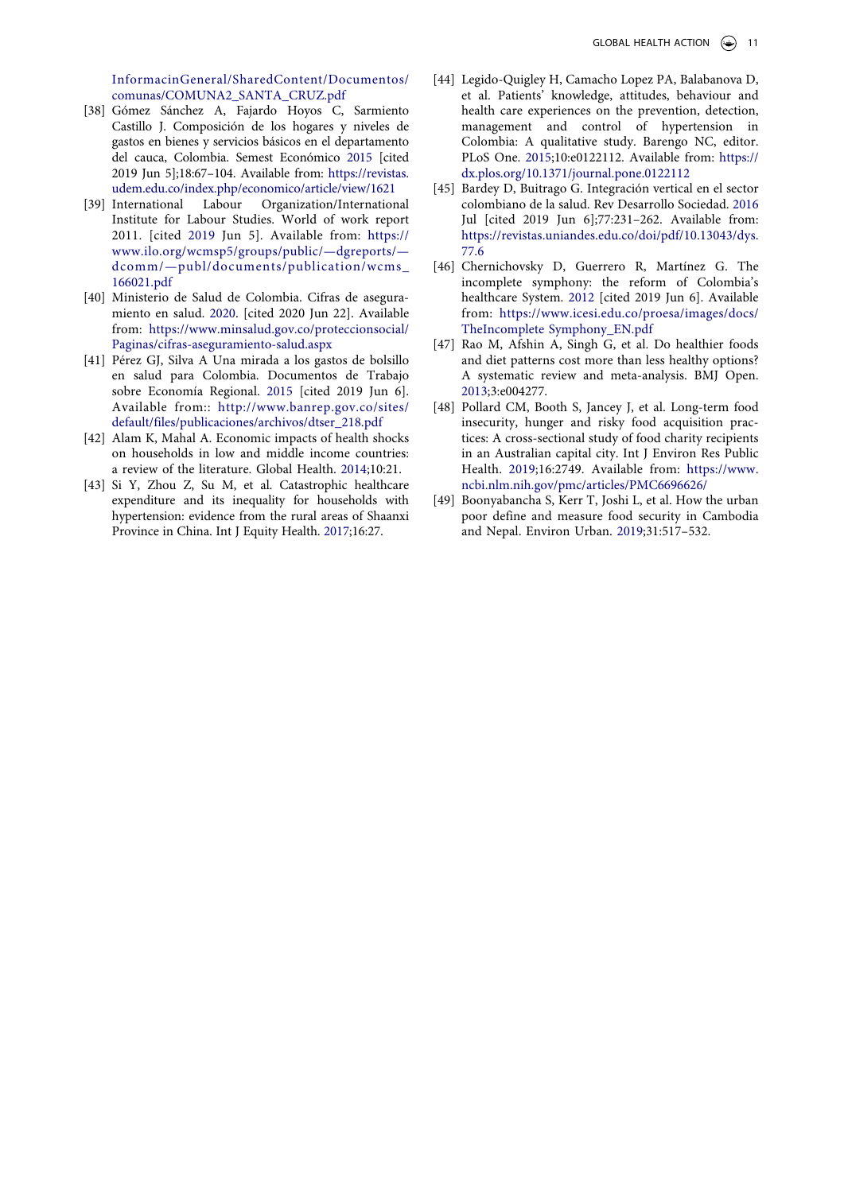InformacinGeneral/SharedContent/Documentos/comunas/COMUNA2_SANTA_CRUZ.pdf

[38] Gómez Sánchez A, Fajardo Hoyos C, Sarmiento Castillo J. Composición de los hogares y niveles de gastos en bienes y servicios básicos en el departamento del cauca, Colombia. Semest Económico 2015 [cited 2019 Jun 5];18:67–104. Available from: https://revistas.udem.edu.co/index.php/economico/article/view/1621

[39] International Labour Organization/International Institute for Labour Studies. World of work report 2011. [cited 2019 Jun 5]. Available from: https://www.ilo.org/wcmsp5/groups/public/—dgreports/—dcomm/—publ/documents/publication/wcms_166021.pdf

[40] Ministerio de Salud de Colombia. Cifras de aseguramiento en salud. 2020. [cited 2020 Jun 22]. Available from: https://www.minsalud.gov.co/proteccionsocial/Paginas/cifras-aseguramiento-salud.aspx

[41] Pérez GJ, Silva A Una mirada a los gastos de bolsillo en salud para Colombia. Documentos de Trabajo sobre Economía Regional. 2015 [cited 2019 Jun 6]. Available from:: http://www.banrep.gov.co/sites/default/files/publicaciones/archivos/dtser_218.pdf

[42] Alam K, Mahal A. Economic impacts of health shocks on households in low and middle income countries: a review of the literature. Global Health. 2014;10:21.

[43] Si Y, Zhou Z, Su M, et al. Catastrophic healthcare expenditure and its inequality for households with hypertension: evidence from the rural areas of Shaanxi Province in China. Int J Equity Health. 2017;16:27.

[44] Legido-Quigley H, Camacho Lopez PA, Balabanova D, et al. Patients' knowledge, attitudes, behaviour and health care experiences on the prevention, detection, management and control of hypertension in Colombia: A qualitative study. Barengo NC, editor. PLoS One. 2015;10:e0122112. Available from: https://dx.plos.org/10.1371/journal.pone.0122112

[45] Bardey D, Buitrago G. Integración vertical en el sector colombiano de la salud. Rev Desarrollo Sociedad. 2016 Jul [cited 2019 Jun 6];77:231–262. Available from: https://revistas.uniandes.edu.co/doi/pdf/10.13043/dys.77.6

[46] Chernichovsky D, Guerrero R, Martínez G. The incomplete symphony: the reform of Colombia's healthcare System. 2012 [cited 2019 Jun 6]. Available from: https://www.icesi.edu.co/proesa/images/docs/TheIncomplete Symphony_EN.pdf

[47] Rao M, Afshin A, Singh G, et al. Do healthier foods and diet patterns cost more than less healthy options? A systematic review and meta-analysis. BMJ Open. 2013;3:e004277.

[48] Pollard CM, Booth S, Jancey J, et al. Long-term food insecurity, hunger and risky food acquisition practices: A cross-sectional study of food charity recipients in an Australian capital city. Int J Environ Res Public Health. 2019;16:2749. Available from: https://www.ncbi.nlm.nih.gov/pmc/articles/PMC6696626/

[49] Boonyabancha S, Kerr T, Joshi L, et al. How the urban poor define and measure food security in Cambodia and Nepal. Environ Urban. 2019;31:517–532.